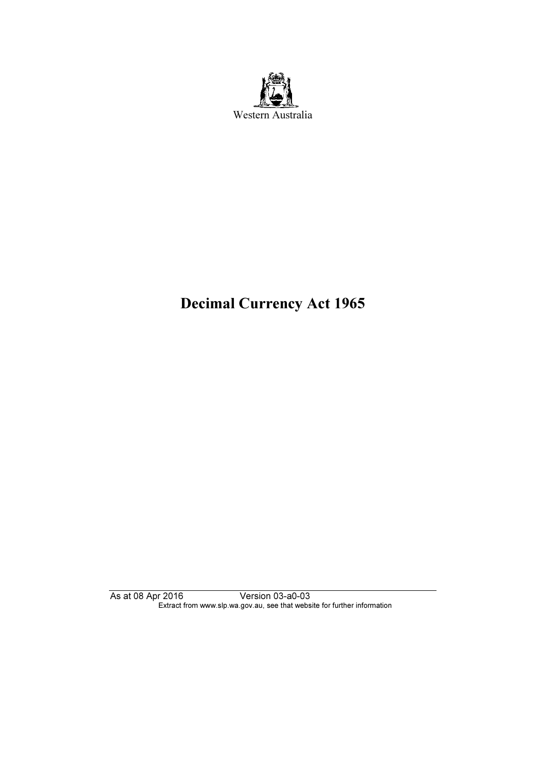Western Australia

# Decimal Currency Act 1965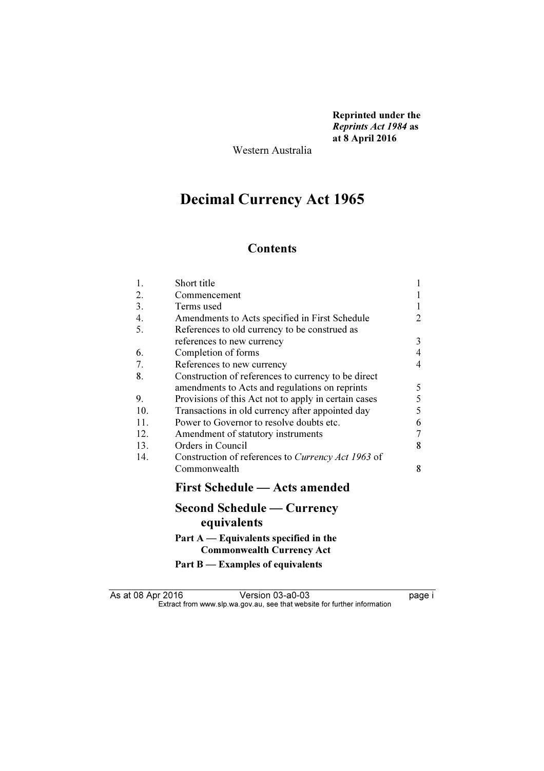**Reprinted under the *Reprints Act 1984* as at 8 April 2016**

Western Australia

# Decimal Currency Act 1965

## Contents

| | | |
|---|---|---|
| 1. | Short title | 1 |
| 2. | Commencement | 1 |
| 3. | Terms used | 1 |
| 4. | Amendments to Acts specified in First Schedule | 2 |
| 5. | References to old currency to be construed as references to new currency | 3 |
| 6. | Completion of forms | 4 |
| 7. | References to new currency | 4 |
| 8. | Construction of references to currency to be direct amendments to Acts and regulations on reprints | 5 |
| 9. | Provisions of this Act not to apply in certain cases | 5 |
| 10. | Transactions in old currency after appointed day | 5 |
| 11. | Power to Governor to resolve doubts etc. | 6 |
| 12. | Amendment of statutory instruments | 7 |
| 13. | Orders in Council | 8 |
| 14. | Construction of references to *Currency Act 1963* of Commonwealth | 8 |

**First Schedule — Acts amended**

**Second Schedule — Currency equivalents**

**Part A — Equivalents specified in the Commonwealth Currency Act**

**Part B — Examples of equivalents**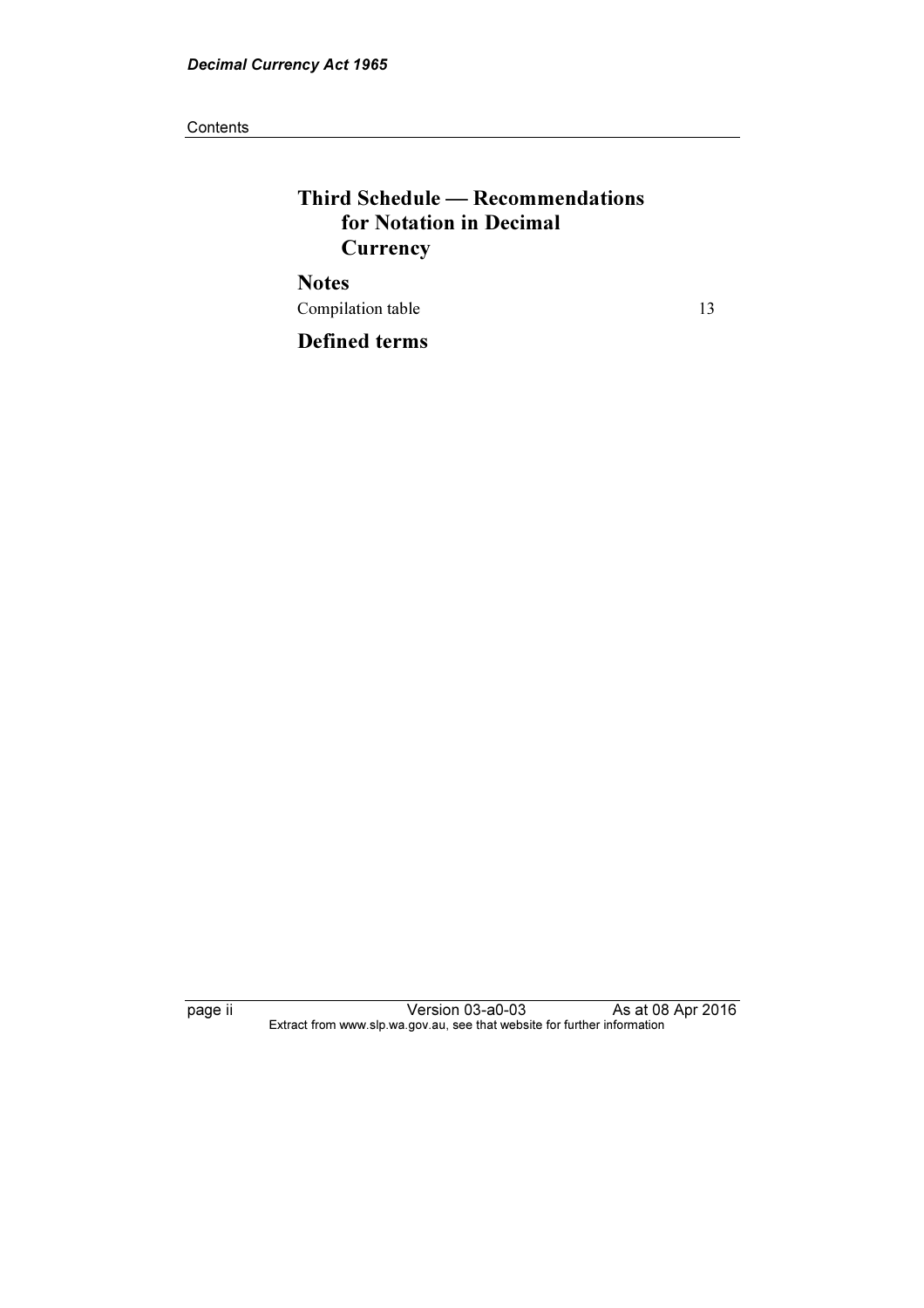### Third Schedule — Recommendations for Notation in Decimal Currency

### Notes

Compilation table 13

### Defined terms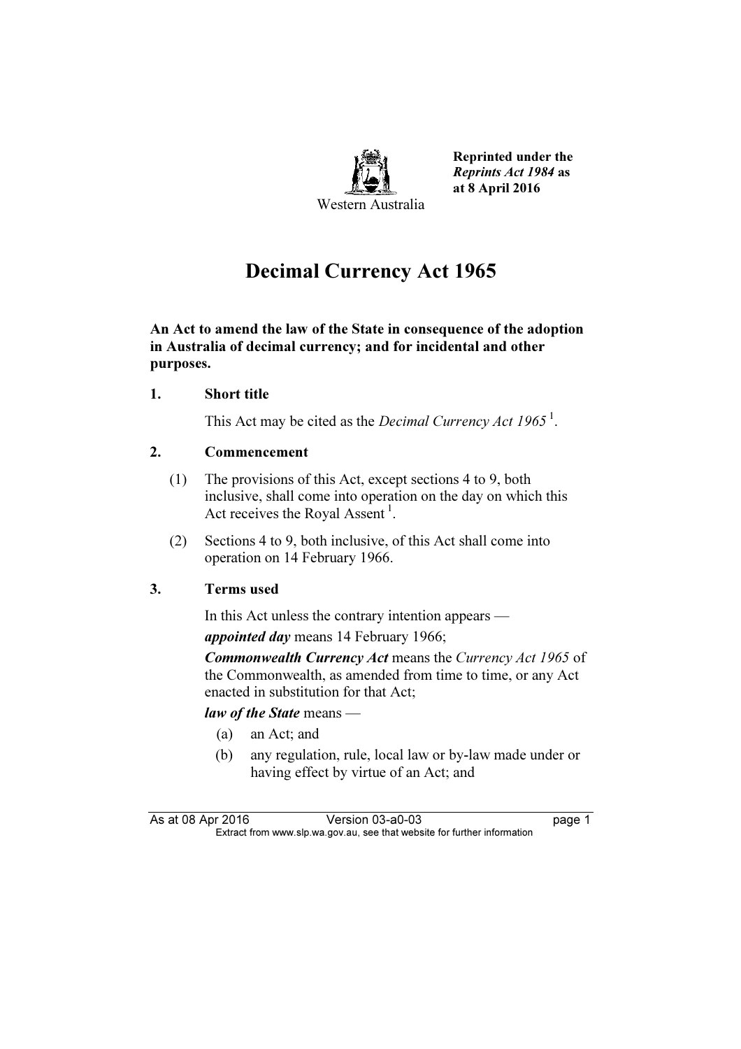Western Australia

**Reprinted under the *Reprints Act 1984* as at 8 April 2016**

# Decimal Currency Act 1965

**An Act to amend the law of the State in consequence of the adoption in Australia of decimal currency; and for incidental and other purposes.**

## 1. Short title

This Act may be cited as the *Decimal Currency Act 1965* [1].

## 2. Commencement

(1) The provisions of this Act, except sections 4 to 9, both inclusive, shall come into operation on the day on which this Act receives the Royal Assent [1].

(2) Sections 4 to 9, both inclusive, of this Act shall come into operation on 14 February 1966.

## 3. Terms used

In this Act unless the contrary intention appears —

***appointed day*** means 14 February 1966;

***Commonwealth Currency Act*** means the *Currency Act 1965* of the Commonwealth, as amended from time to time, or any Act enacted in substitution for that Act;

***law of the State*** means —

(a) an Act; and

(b) any regulation, rule, local law or by-law made under or having effect by virtue of an Act; and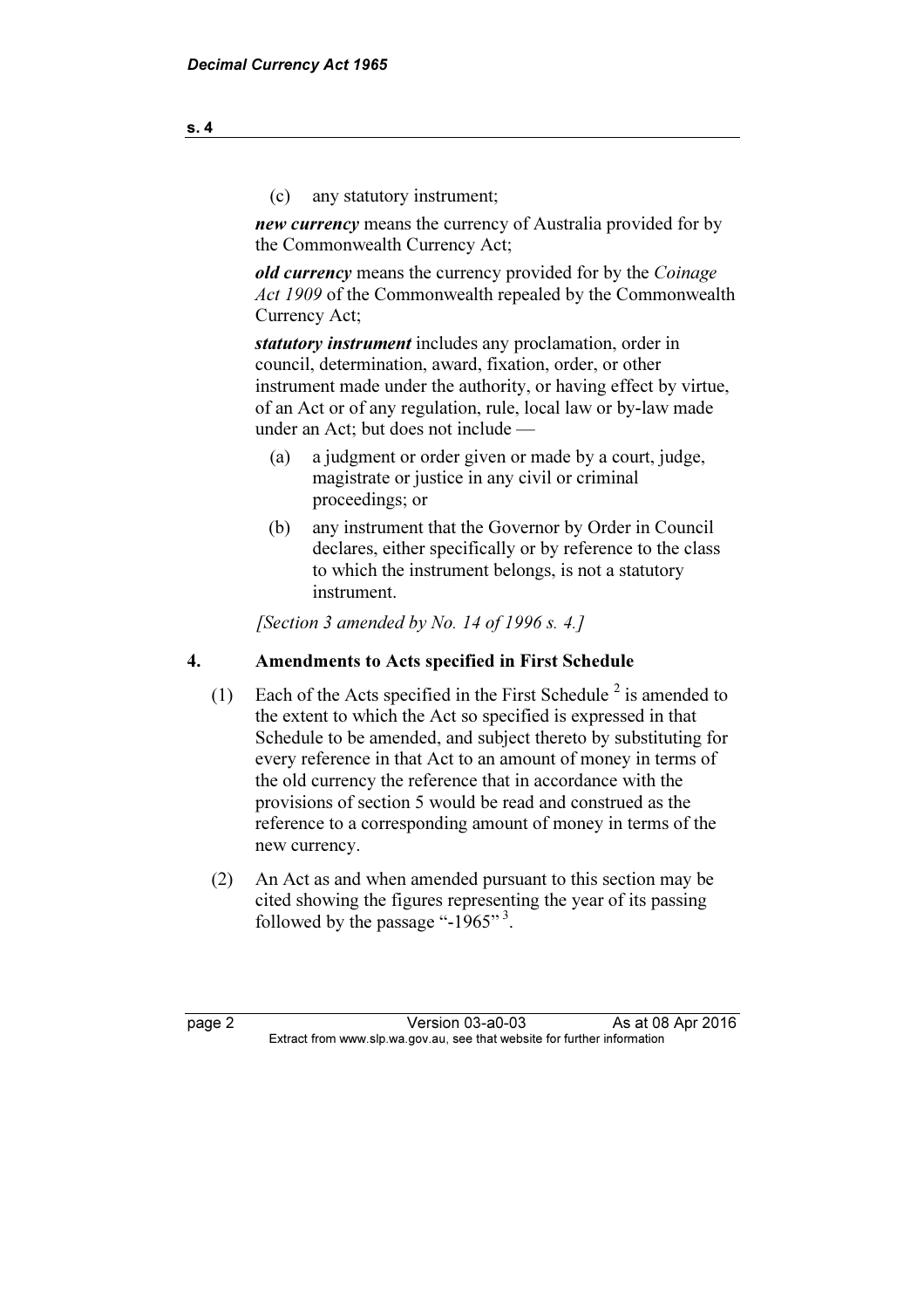(c) any statutory instrument;

***new currency*** means the currency of Australia provided for by the Commonwealth Currency Act;

***old currency*** means the currency provided for by the *Coinage Act 1909* of the Commonwealth repealed by the Commonwealth Currency Act;

***statutory instrument*** includes any proclamation, order in council, determination, award, fixation, order, or other instrument made under the authority, or having effect by virtue, of an Act or of any regulation, rule, local law or by-law made under an Act; but does not include —

(a) a judgment or order given or made by a court, judge, magistrate or justice in any civil or criminal proceedings; or

(b) any instrument that the Governor by Order in Council declares, either specifically or by reference to the class to which the instrument belongs, is not a statutory instrument.

*[Section 3 amended by No. 14 of 1996 s. 4.]*

## 4. Amendments to Acts specified in First Schedule

(1) Each of the Acts specified in the First Schedule [2] is amended to the extent to which the Act so specified is expressed in that Schedule to be amended, and subject thereto by substituting for every reference in that Act to an amount of money in terms of the old currency the reference that in accordance with the provisions of section 5 would be read and construed as the reference to a corresponding amount of money in terms of the new currency.

(2) An Act as and when amended pursuant to this section may be cited showing the figures representing the year of its passing followed by the passage "-1965" [3].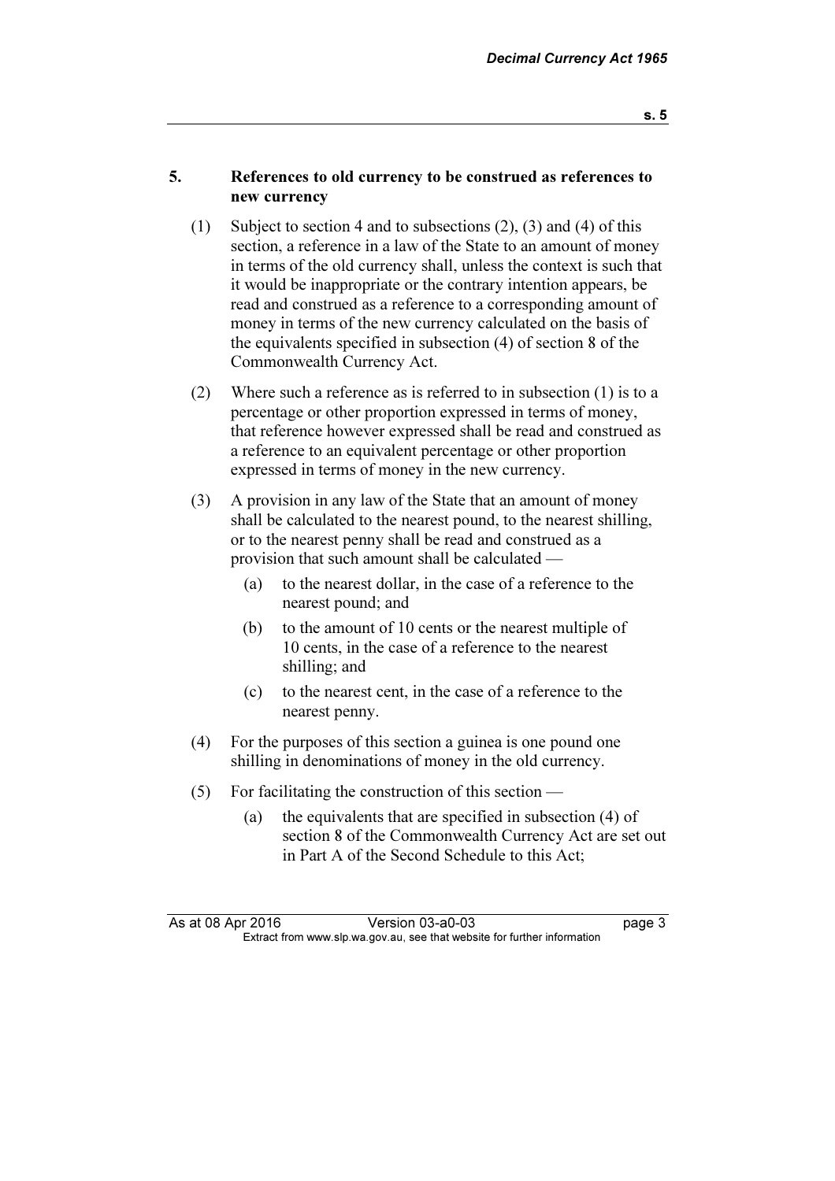## 5. References to old currency to be construed as references to new currency

(1) Subject to section 4 and to subsections (2), (3) and (4) of this section, a reference in a law of the State to an amount of money in terms of the old currency shall, unless the context is such that it would be inappropriate or the contrary intention appears, be read and construed as a reference to a corresponding amount of money in terms of the new currency calculated on the basis of the equivalents specified in subsection (4) of section 8 of the Commonwealth Currency Act.

(2) Where such a reference as is referred to in subsection (1) is to a percentage or other proportion expressed in terms of money, that reference however expressed shall be read and construed as a reference to an equivalent percentage or other proportion expressed in terms of money in the new currency.

(3) A provision in any law of the State that an amount of money shall be calculated to the nearest pound, to the nearest shilling, or to the nearest penny shall be read and construed as a provision that such amount shall be calculated —

- (a) to the nearest dollar, in the case of a reference to the nearest pound; and
- (b) to the amount of 10 cents or the nearest multiple of 10 cents, in the case of a reference to the nearest shilling; and
- (c) to the nearest cent, in the case of a reference to the nearest penny.

(4) For the purposes of this section a guinea is one pound one shilling in denominations of money in the old currency.

(5) For facilitating the construction of this section —

- (a) the equivalents that are specified in subsection (4) of section 8 of the Commonwealth Currency Act are set out in Part A of the Second Schedule to this Act;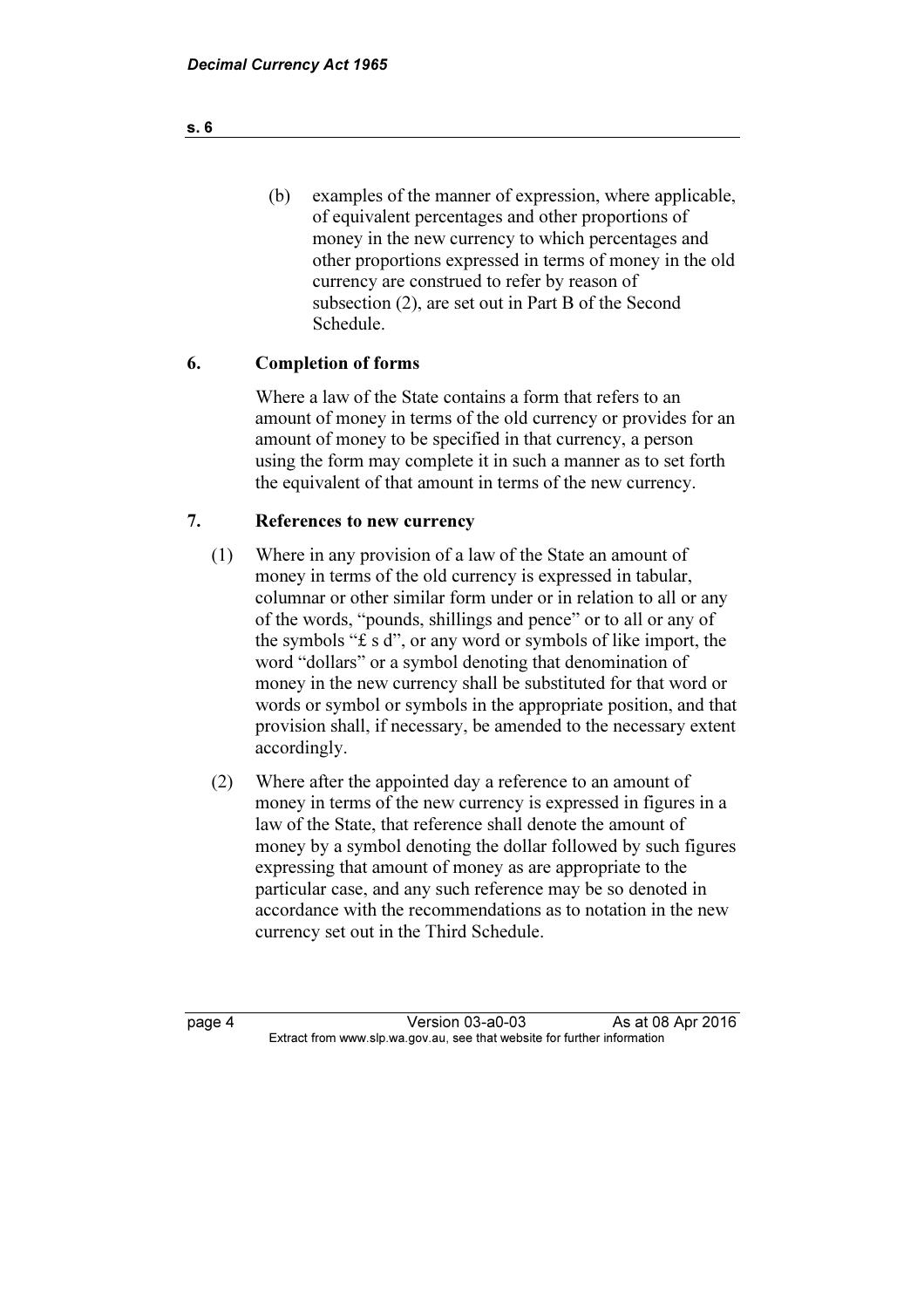(b) examples of the manner of expression, where applicable, of equivalent percentages and other proportions of money in the new currency to which percentages and other proportions expressed in terms of money in the old currency are construed to refer by reason of subsection (2), are set out in Part B of the Second Schedule.

## 6. Completion of forms

Where a law of the State contains a form that refers to an amount of money in terms of the old currency or provides for an amount of money to be specified in that currency, a person using the form may complete it in such a manner as to set forth the equivalent of that amount in terms of the new currency.

## 7. References to new currency

(1) Where in any provision of a law of the State an amount of money in terms of the old currency is expressed in tabular, columnar or other similar form under or in relation to all or any of the words, "pounds, shillings and pence" or to all or any of the symbols "£ s d", or any word or symbols of like import, the word "dollars" or a symbol denoting that denomination of money in the new currency shall be substituted for that word or words or symbol or symbols in the appropriate position, and that provision shall, if necessary, be amended to the necessary extent accordingly.

(2) Where after the appointed day a reference to an amount of money in terms of the new currency is expressed in figures in a law of the State, that reference shall denote the amount of money by a symbol denoting the dollar followed by such figures expressing that amount of money as are appropriate to the particular case, and any such reference may be so denoted in accordance with the recommendations as to notation in the new currency set out in the Third Schedule.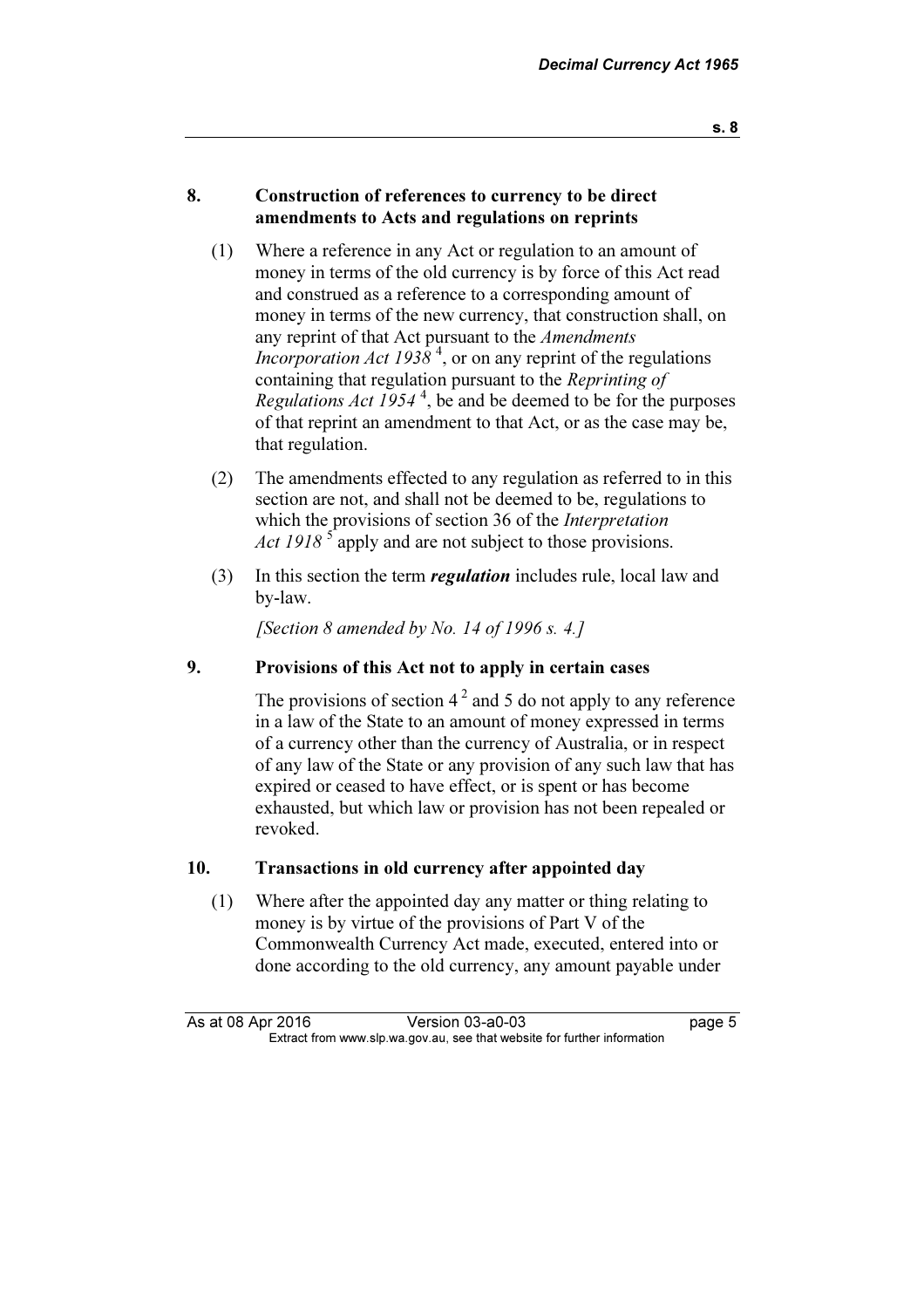## 8. Construction of references to currency to be direct amendments to Acts and regulations on reprints

(1) Where a reference in any Act or regulation to an amount of money in terms of the old currency is by force of this Act read and construed as a reference to a corresponding amount of money in terms of the new currency, that construction shall, on any reprint of that Act pursuant to the *Amendments Incorporation Act 1938* [4], or on any reprint of the regulations containing that regulation pursuant to the *Reprinting of Regulations Act 1954* [4], be and be deemed to be for the purposes of that reprint an amendment to that Act, or as the case may be, that regulation.

(2) The amendments effected to any regulation as referred to in this section are not, and shall not be deemed to be, regulations to which the provisions of section 36 of the *Interpretation Act 1918* [5] apply and are not subject to those provisions.

(3) In this section the term ***regulation*** includes rule, local law and by-law.

*[Section 8 amended by No. 14 of 1996 s. 4.]*

## 9. Provisions of this Act not to apply in certain cases

The provisions of section 4 [2] and 5 do not apply to any reference in a law of the State to an amount of money expressed in terms of a currency other than the currency of Australia, or in respect of any law of the State or any provision of any such law that has expired or ceased to have effect, or is spent or has become exhausted, but which law or provision has not been repealed or revoked.

## 10. Transactions in old currency after appointed day

(1) Where after the appointed day any matter or thing relating to money is by virtue of the provisions of Part V of the Commonwealth Currency Act made, executed, entered into or done according to the old currency, any amount payable under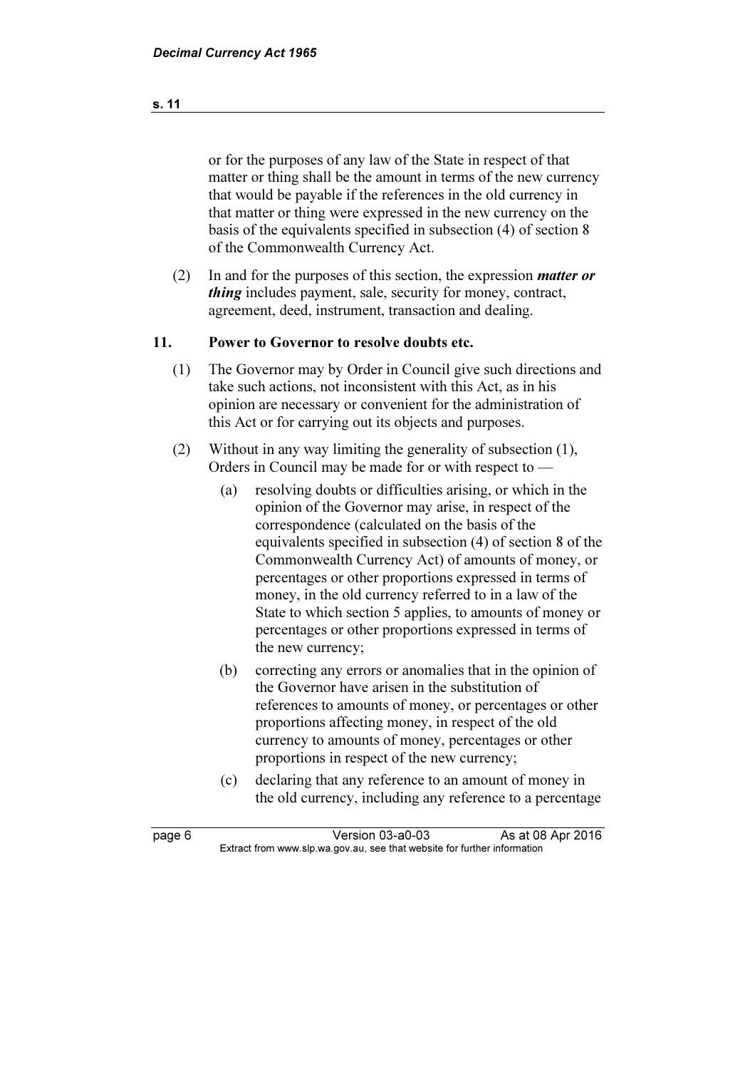or for the purposes of any law of the State in respect of that matter or thing shall be the amount in terms of the new currency that would be payable if the references in the old currency in that matter or thing were expressed in the new currency on the basis of the equivalents specified in subsection (4) of section 8 of the Commonwealth Currency Act.

(2) In and for the purposes of this section, the expression ***matter or thing*** includes payment, sale, security for money, contract, agreement, deed, instrument, transaction and dealing.

### 11. Power to Governor to resolve doubts etc.

(1) The Governor may by Order in Council give such directions and take such actions, not inconsistent with this Act, as in his opinion are necessary or convenient for the administration of this Act or for carrying out its objects and purposes.

(2) Without in any way limiting the generality of subsection (1), Orders in Council may be made for or with respect to —

(a) resolving doubts or difficulties arising, or which in the opinion of the Governor may arise, in respect of the correspondence (calculated on the basis of the equivalents specified in subsection (4) of section 8 of the Commonwealth Currency Act) of amounts of money, or percentages or other proportions expressed in terms of money, in the old currency referred to in a law of the State to which section 5 applies, to amounts of money or percentages or other proportions expressed in terms of the new currency;

(b) correcting any errors or anomalies that in the opinion of the Governor have arisen in the substitution of references to amounts of money, or percentages or other proportions affecting money, in respect of the old currency to amounts of money, percentages or other proportions in respect of the new currency;

(c) declaring that any reference to an amount of money in the old currency, including any reference to a percentage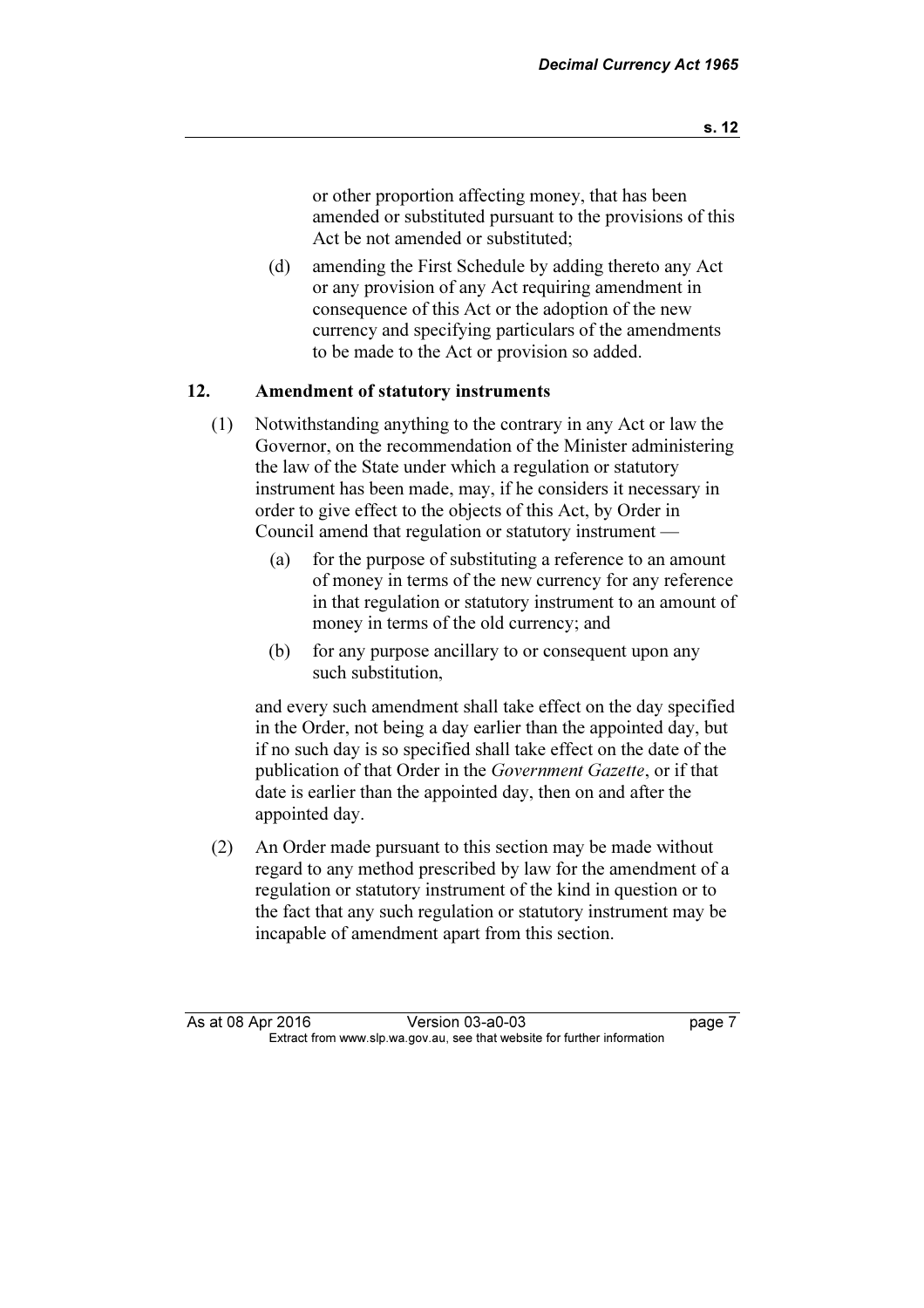or other proportion affecting money, that has been amended or substituted pursuant to the provisions of this Act be not amended or substituted;

(d) amending the First Schedule by adding thereto any Act or any provision of any Act requiring amendment in consequence of this Act or the adoption of the new currency and specifying particulars of the amendments to be made to the Act or provision so added.

## 12. Amendment of statutory instruments

(1) Notwithstanding anything to the contrary in any Act or law the Governor, on the recommendation of the Minister administering the law of the State under which a regulation or statutory instrument has been made, may, if he considers it necessary in order to give effect to the objects of this Act, by Order in Council amend that regulation or statutory instrument —

(a) for the purpose of substituting a reference to an amount of money in terms of the new currency for any reference in that regulation or statutory instrument to an amount of money in terms of the old currency; and

(b) for any purpose ancillary to or consequent upon any such substitution,

and every such amendment shall take effect on the day specified in the Order, not being a day earlier than the appointed day, but if no such day is so specified shall take effect on the date of the publication of that Order in the *Government Gazette*, or if that date is earlier than the appointed day, then on and after the appointed day.

(2) An Order made pursuant to this section may be made without regard to any method prescribed by law for the amendment of a regulation or statutory instrument of the kind in question or to the fact that any such regulation or statutory instrument may be incapable of amendment apart from this section.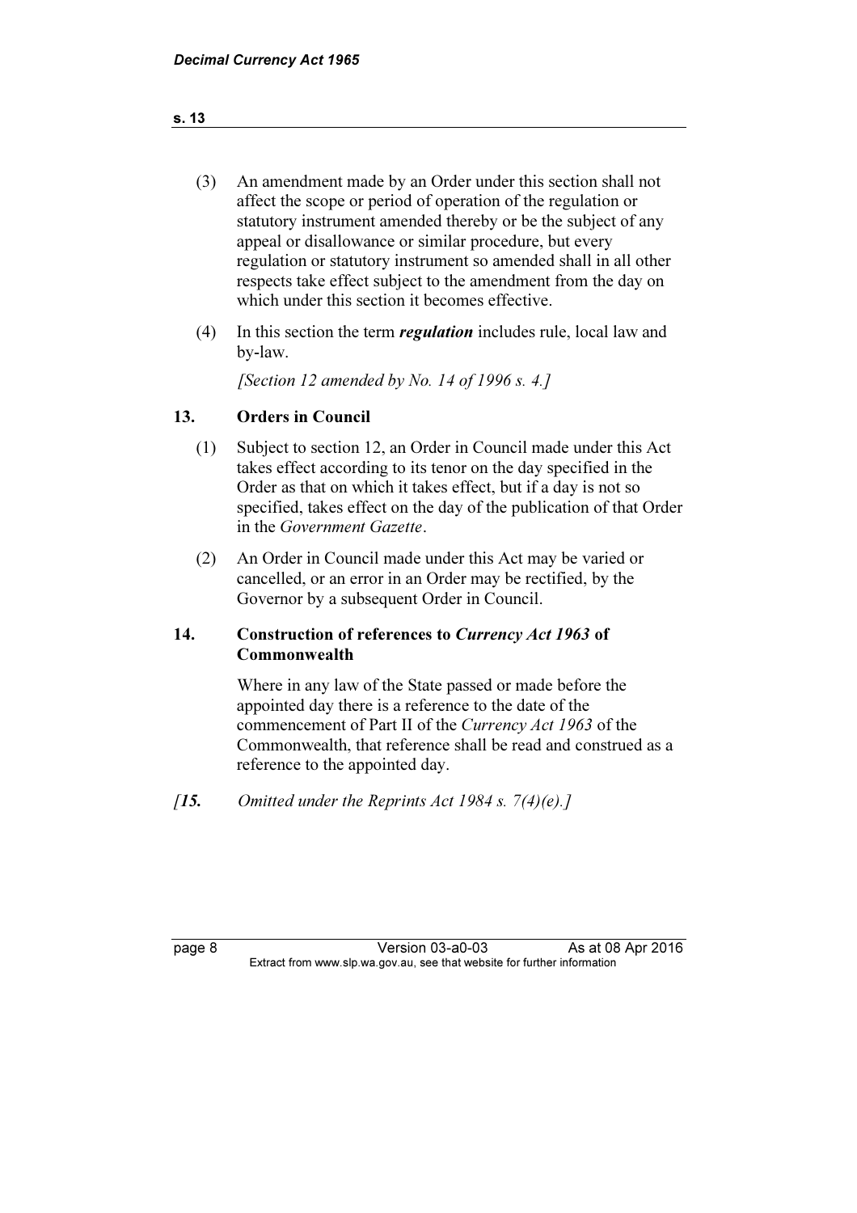(3) An amendment made by an Order under this section shall not affect the scope or period of operation of the regulation or statutory instrument amended thereby or be the subject of any appeal or disallowance or similar procedure, but every regulation or statutory instrument so amended shall in all other respects take effect subject to the amendment from the day on which under this section it becomes effective.

(4) In this section the term ***regulation*** includes rule, local law and by-law.

*[Section 12 amended by No. 14 of 1996 s. 4.]*

## 13. Orders in Council

(1) Subject to section 12, an Order in Council made under this Act takes effect according to its tenor on the day specified in the Order as that on which it takes effect, but if a day is not so specified, takes effect on the day of the publication of that Order in the *Government Gazette*.

(2) An Order in Council made under this Act may be varied or cancelled, or an error in an Order may be rectified, by the Governor by a subsequent Order in Council.

## 14. Construction of references to *Currency Act 1963* of Commonwealth

Where in any law of the State passed or made before the appointed day there is a reference to the date of the commencement of Part II of the *Currency Act 1963* of the Commonwealth, that reference shall be read and construed as a reference to the appointed day.

*[**15.** Omitted under the Reprints Act 1984 s. 7(4)(e).]*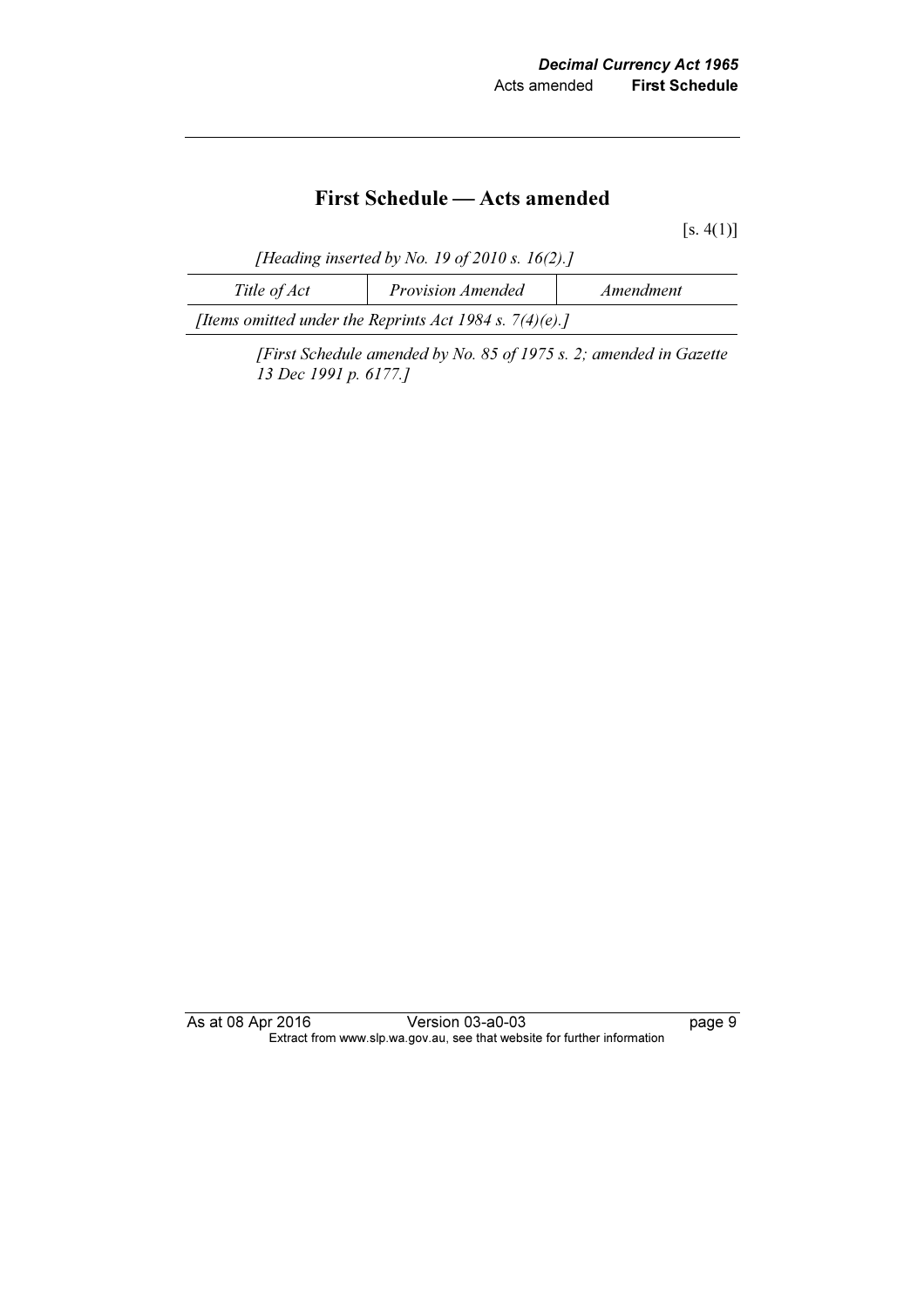# First Schedule — Acts amended

[s. 4(1)]

*[Heading inserted by No. 19 of 2010 s. 16(2).]*

| *Title of Act* | *Provision Amended* | *Amendment* |
|---|---|---|
| *[Items omitted under the Reprints Act 1984 s. 7(4)(e).]* | | |

*[First Schedule amended by No. 85 of 1975 s. 2; amended in Gazette 13 Dec 1991 p. 6177.]*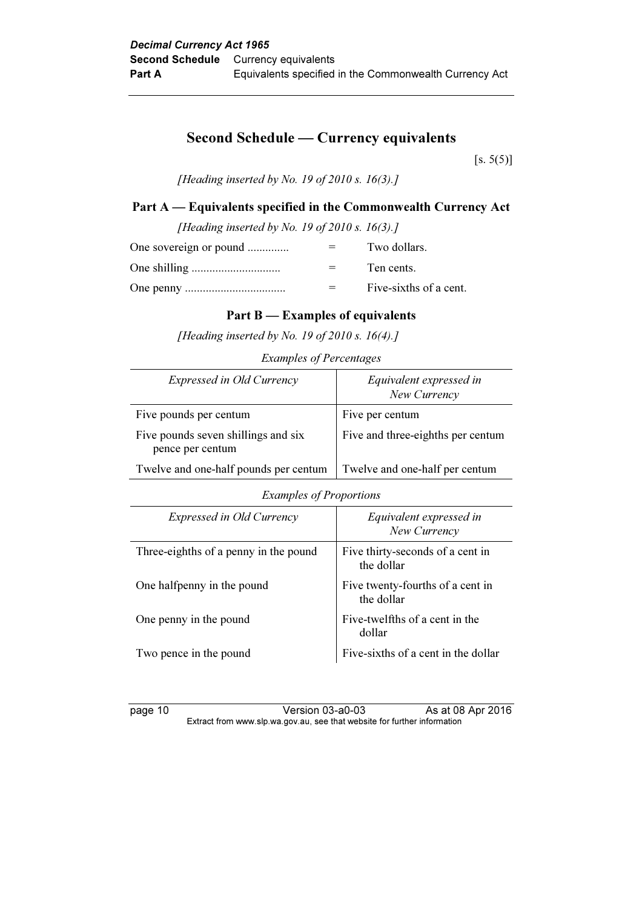## Second Schedule — Currency equivalents

[s. 5(5)]

*[Heading inserted by No. 19 of 2010 s. 16(3).]*

### Part A — Equivalents specified in the Commonwealth Currency Act

*[Heading inserted by No. 19 of 2010 s. 16(3).]*

| | | |
|---|---|---|
| One sovereign or pound ............. | = | Two dollars. |
| One shilling ............................. | = | Ten cents. |
| One penny ................................. | = | Five-sixths of a cent. |

### Part B — Examples of equivalents

*[Heading inserted by No. 19 of 2010 s. 16(4).]*

*Examples of Percentages*

| *Expressed in Old Currency* | *Equivalent expressed in New Currency* |
|---|---|
| Five pounds per centum | Five per centum |
| Five pounds seven shillings and six pence per centum | Five and three-eighths per centum |
| Twelve and one-half pounds per centum | Twelve and one-half per centum |

*Examples of Proportions*

| *Expressed in Old Currency* | *Equivalent expressed in New Currency* |
|---|---|
| Three-eighths of a penny in the pound | Five thirty-seconds of a cent in the dollar |
| One halfpenny in the pound | Five twenty-fourths of a cent in the dollar |
| One penny in the pound | Five-twelfths of a cent in the dollar |
| Two pence in the pound | Five-sixths of a cent in the dollar |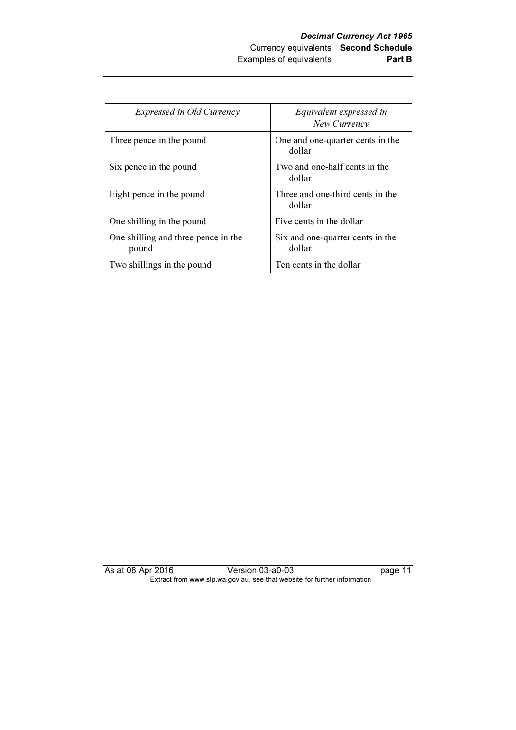| *Expressed in Old Currency* | *Equivalent expressed in New Currency* |
|---|---|
| Three pence in the pound | One and one-quarter cents in the dollar |
| Six pence in the pound | Two and one-half cents in the dollar |
| Eight pence in the pound | Three and one-third cents in the dollar |
| One shilling in the pound | Five cents in the dollar |
| One shilling and three pence in the pound | Six and one-quarter cents in the dollar |
| Two shillings in the pound | Ten cents in the dollar |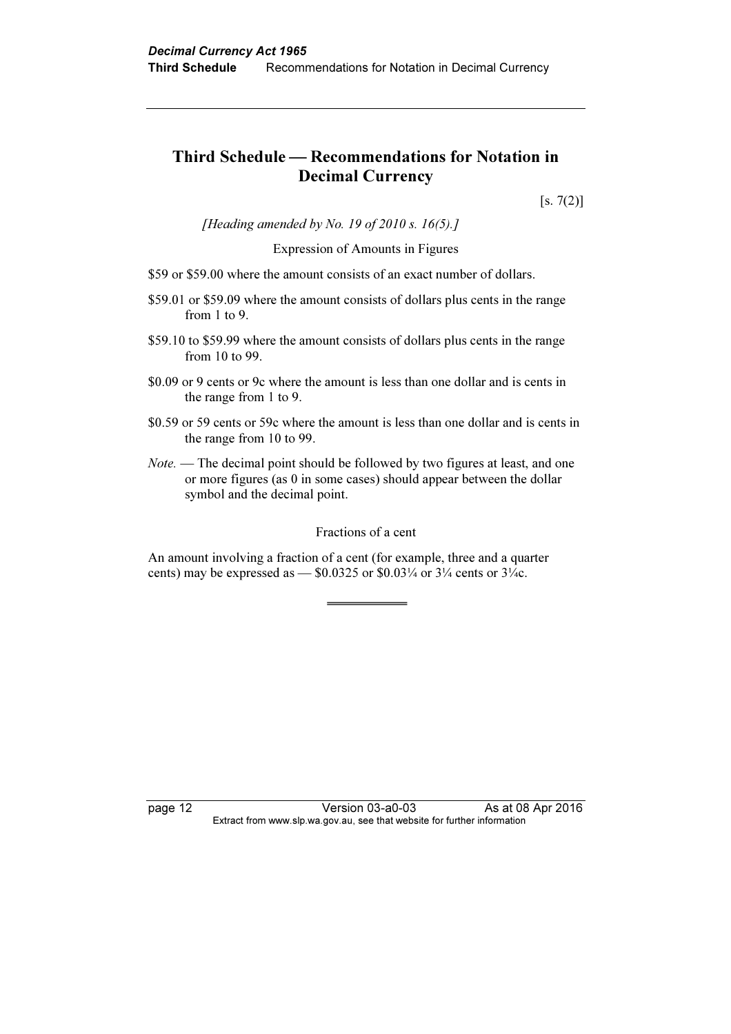## Third Schedule — Recommendations for Notation in Decimal Currency

[s. 7(2)]

*[Heading amended by No. 19 of 2010 s. 16(5).]*

Expression of Amounts in Figures

$59 or $59.00 where the amount consists of an exact number of dollars.

$59.01 or $59.09 where the amount consists of dollars plus cents in the range from 1 to 9.

$59.10 to $59.99 where the amount consists of dollars plus cents in the range from 10 to 99.

$0.09 or 9 cents or 9c where the amount is less than one dollar and is cents in the range from 1 to 9.

$0.59 or 59 cents or 59c where the amount is less than one dollar and is cents in the range from 10 to 99.

*Note.* — The decimal point should be followed by two figures at least, and one or more figures (as 0 in some cases) should appear between the dollar symbol and the decimal point.

Fractions of a cent

An amount involving a fraction of a cent (for example, three and a quarter cents) may be expressed as — $0.0325 or $0.03¼ or 3¼ cents or 3¼c.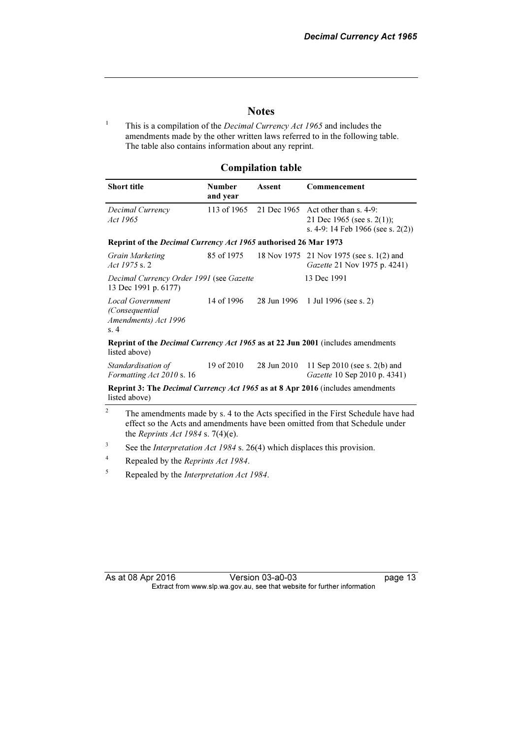## Notes

[1] This is a compilation of the *Decimal Currency Act 1965* and includes the amendments made by the other written laws referred to in the following table. The table also contains information about any reprint.

### Compilation table

| Short title | Number and year | Assent | Commencement |
|---|---|---|---|
| *Decimal Currency Act 1965* | 113 of 1965 | 21 Dec 1965 | Act other than s. 4-9: 21 Dec 1965 (see s. 2(1)); s. 4-9: 14 Feb 1966 (see s. 2(2)) |
| **Reprint of the *Decimal Currency Act 1965* authorised 26 Mar 1973** | | | |
| *Grain Marketing Act 1975* s. 2 | 85 of 1975 | 18 Nov 1975 | 21 Nov 1975 (see s. 1(2) and *Gazette* 21 Nov 1975 p. 4241) |
| *Decimal Currency Order 1991* (see *Gazette* 13 Dec 1991 p. 6177) | | | 13 Dec 1991 |
| *Local Government (Consequential Amendments) Act 1996* s. 4 | 14 of 1996 | 28 Jun 1996 | 1 Jul 1996 (see s. 2) |
| **Reprint of the *Decimal Currency Act 1965* as at 22 Jun 2001** (includes amendments listed above) | | | |
| *Standardisation of Formatting Act 2010* s. 16 | 19 of 2010 | 28 Jun 2010 | 11 Sep 2010 (see s. 2(b) and *Gazette* 10 Sep 2010 p. 4341) |
| **Reprint 3: The *Decimal Currency Act 1965* as at 8 Apr 2016** (includes amendments listed above) | | | |

[2] The amendments made by s. 4 to the Acts specified in the First Schedule have had effect so the Acts and amendments have been omitted from that Schedule under the *Reprints Act 1984* s. 7(4)(e).

[3] See the *Interpretation Act 1984* s. 26(4) which displaces this provision.

[4] Repealed by the *Reprints Act 1984*.

[5] Repealed by the *Interpretation Act 1984*.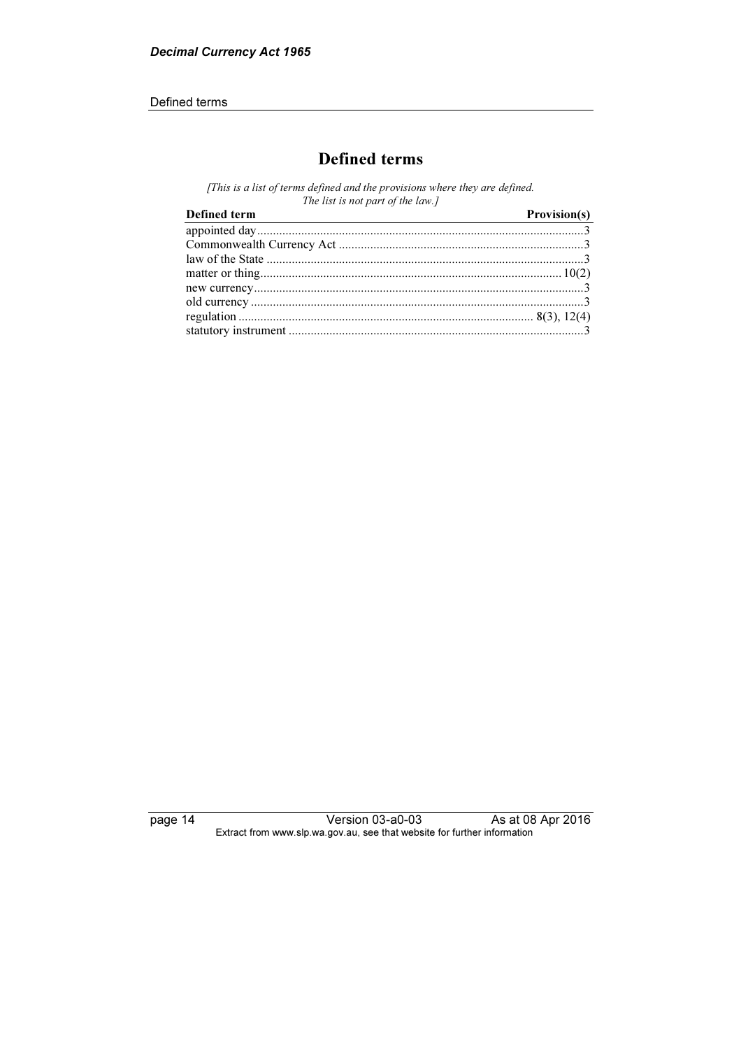# Defined terms

*[This is a list of terms defined and the provisions where they are defined. The list is not part of the law.]*

| Defined term | Provision(s) |
|---|---|
| appointed day | 3 |
| Commonwealth Currency Act | 3 |
| law of the State | 3 |
| matter or thing | 10(2) |
| new currency | 3 |
| old currency | 3 |
| regulation | 8(3), 12(4) |
| statutory instrument | 3 |